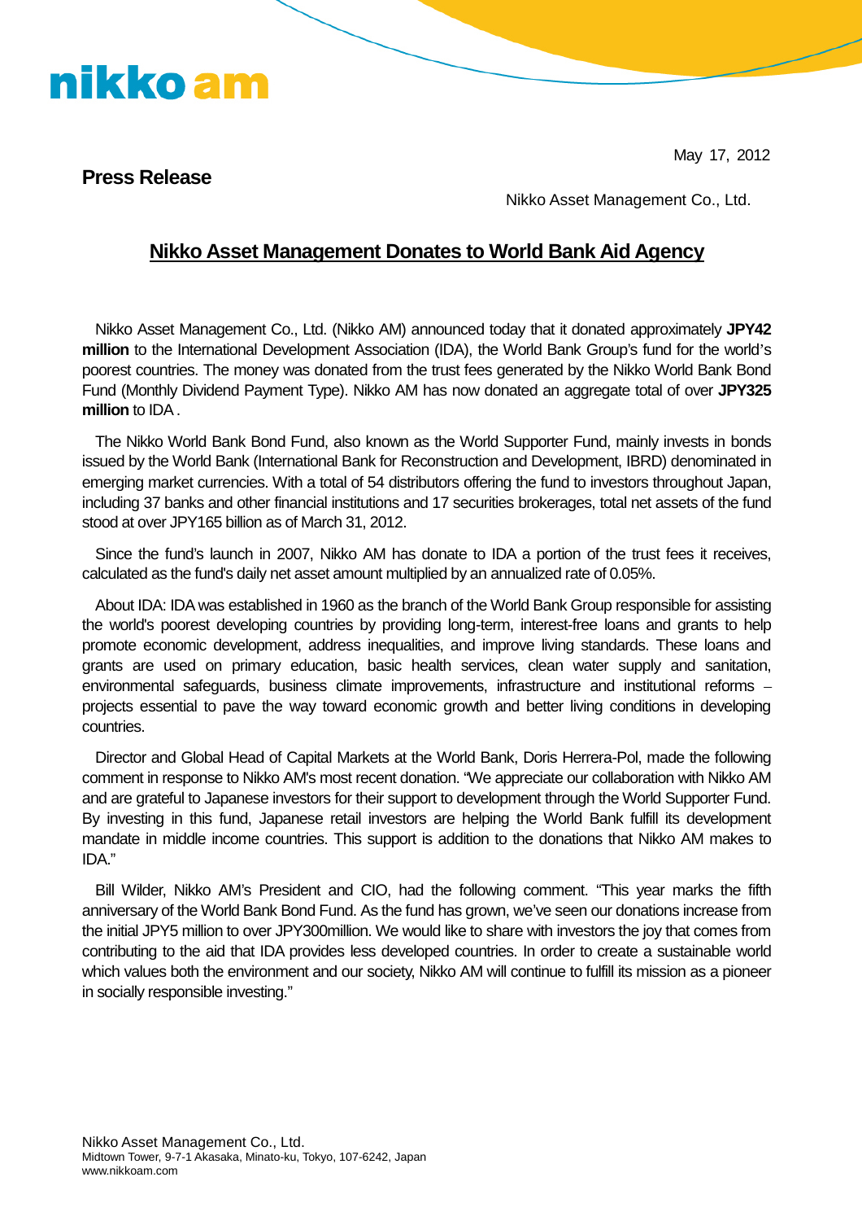nikko am

May 17, 2012

**Press Release**

Nikko Asset Management Co., Ltd.

# Nikko Asset Management Donates to World Bank Aid Agency

Nikko Asset Management Co., Ltd. (Nikko AM) announced today that it donated approximately **JPY42 million** to the International Development Association (IDA), the World Bank Group's fund for the world's poorest countries. The money was donated from the trust fees generated by the Nikko World Bank Bond Fund (Monthly Dividend Payment Type). Nikko AM has now donated an aggregate total of over **JPY325 million** to IDA .

The Nikko World Bank Bond Fund, also known as the World Supporter Fund, mainly invests in bonds issued by the World Bank (International Bank for Reconstruction and Development, IBRD) denominated in emerging market currencies. With a total of 54 distributors offering the fund to investors throughout Japan, including 37 banks and other financial institutions and 17 securities brokerages, total net assets of the fund stood at over JPY165 billion as of March 31, 2012.

Since the fund's launch in 2007, Nikko AM has donate to IDA a portion of the trust fees it receives, calculated as the fund's daily net asset amount multiplied by an annualized rate of 0.05%.

About IDA: IDA was established in 1960 as the branch of the World Bank Group responsible for assisting the world's poorest developing countries by providing long-term, interest-free loans and grants to help promote economic development, address inequalities, and improve living standards. These loans and grants are used on primary education, basic health services, clean water supply and sanitation, environmental safeguards, business climate improvements, infrastructure and institutional reforms – projects essential to pave the way toward economic growth and better living conditions in developing countries.

Director and Global Head of Capital Markets at the World Bank, Doris Herrera-Pol, made the following comment in response to Nikko AM's most recent donation. "We appreciate our collaboration with Nikko AM and are grateful to Japanese investors for their support to development through the World Supporter Fund. By investing in this fund, Japanese retail investors are helping the World Bank fulfill its development mandate in middle income countries. This support is addition to the donations that Nikko AM makes to IDA."

Bill Wilder, Nikko AM's President and CIO, had the following comment. "This year marks the fifth anniversary of the World Bank Bond Fund. As the fund has grown, we've seen our donations increase from the initial JPY5 million to over JPY300million. We would like to share with investors the joy that comes from contributing to the aid that IDA provides less developed countries. In order to create a sustainable world which values both the environment and our society, Nikko AM will continue to fulfill its mission as a pioneer in socially responsible investing."

Nikko Asset Management Co., Ltd.
Midtown Tower, 9-7-1 Akasaka, Minato-ku, Tokyo, 107-6242, Japan
www.nikkoam.com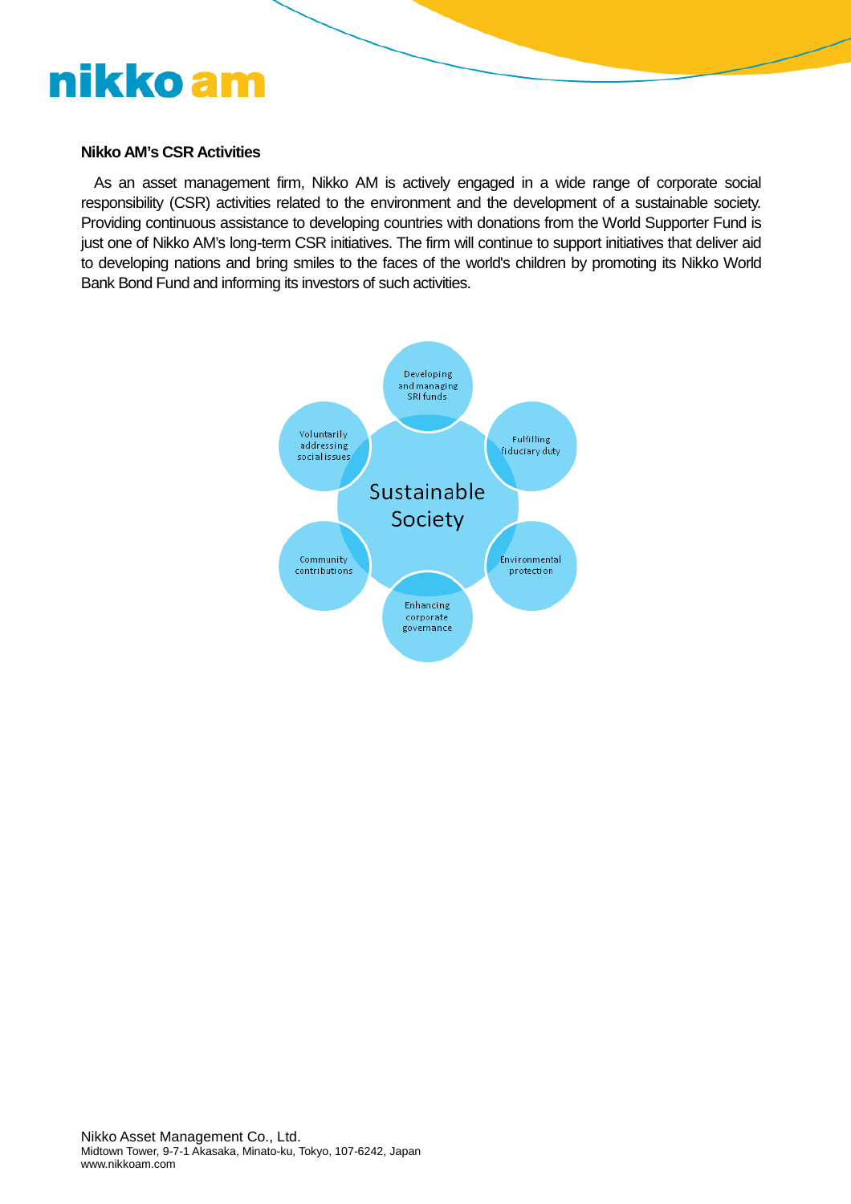**Nikko AM's CSR Activities**

As an asset management firm, Nikko AM is actively engaged in a wide range of corporate social responsibility (CSR) activities related to the environment and the development of a sustainable society. Providing continuous assistance to developing countries with donations from the World Supporter Fund is just one of Nikko AM's long-term CSR initiatives. The firm will continue to support initiatives that deliver aid to developing nations and bring smiles to the faces of the world's children by promoting its Nikko World Bank Bond Fund and informing its investors of such activities.

Sustainable Society

- Developing and managing SRI funds
- Fulfilling fiduciary duty
- Environmental protection
- Enhancing corporate governance
- Community contributions
- Voluntarily addressing social issues

Nikko Asset Management Co., Ltd.
Midtown Tower, 9-7-1 Akasaka, Minato-ku, Tokyo, 107-6242, Japan
www.nikkoam.com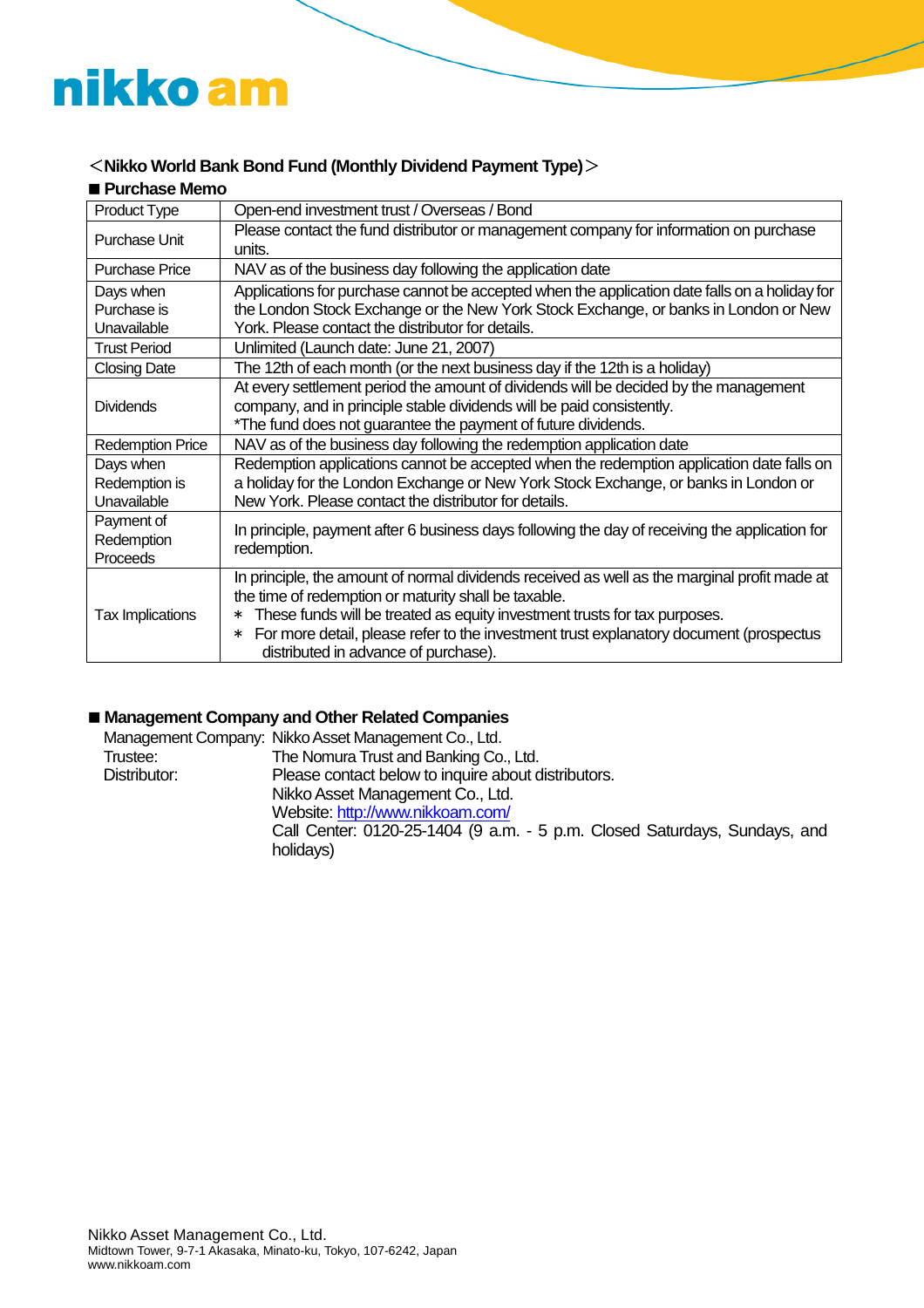nikko am

## <Nikko World Bank Bond Fund (Monthly Dividend Payment Type)>

### ■ Purchase Memo

| Product Type | Open-end investment trust / Overseas / Bond |
|---|---|
| Purchase Unit | Please contact the fund distributor or management company for information on purchase units. |
| Purchase Price | NAV as of the business day following the application date |
| Days when Purchase is Unavailable | Applications for purchase cannot be accepted when the application date falls on a holiday for the London Stock Exchange or the New York Stock Exchange, or banks in London or New York. Please contact the distributor for details. |
| Trust Period | Unlimited (Launch date: June 21, 2007) |
| Closing Date | The 12th of each month (or the next business day if the 12th is a holiday) |
| Dividends | At every settlement period the amount of dividends will be decided by the management company, and in principle stable dividends will be paid consistently.<br>*The fund does not guarantee the payment of future dividends. |
| Redemption Price | NAV as of the business day following the redemption application date |
| Days when Redemption is Unavailable | Redemption applications cannot be accepted when the redemption application date falls on a holiday for the London Exchange or New York Stock Exchange, or banks in London or New York. Please contact the distributor for details. |
| Payment of Redemption Proceeds | In principle, payment after 6 business days following the day of receiving the application for redemption. |
| Tax Implications | In principle, the amount of normal dividends received as well as the marginal profit made at the time of redemption or maturity shall be taxable.<br>* These funds will be treated as equity investment trusts for tax purposes.<br>* For more detail, please refer to the investment trust explanatory document (prospectus distributed in advance of purchase). |

### ■ Management Company and Other Related Companies

Management Company: Nikko Asset Management Co., Ltd.
Trustee: The Nomura Trust and Banking Co., Ltd.
Distributor: Please contact below to inquire about distributors.
Nikko Asset Management Co., Ltd.
Website: http://www.nikkoam.com/
Call Center: 0120-25-1404 (9 a.m. - 5 p.m. Closed Saturdays, Sundays, and holidays)

Nikko Asset Management Co., Ltd.
Midtown Tower, 9-7-1 Akasaka, Minato-ku, Tokyo, 107-6242, Japan
www.nikkoam.com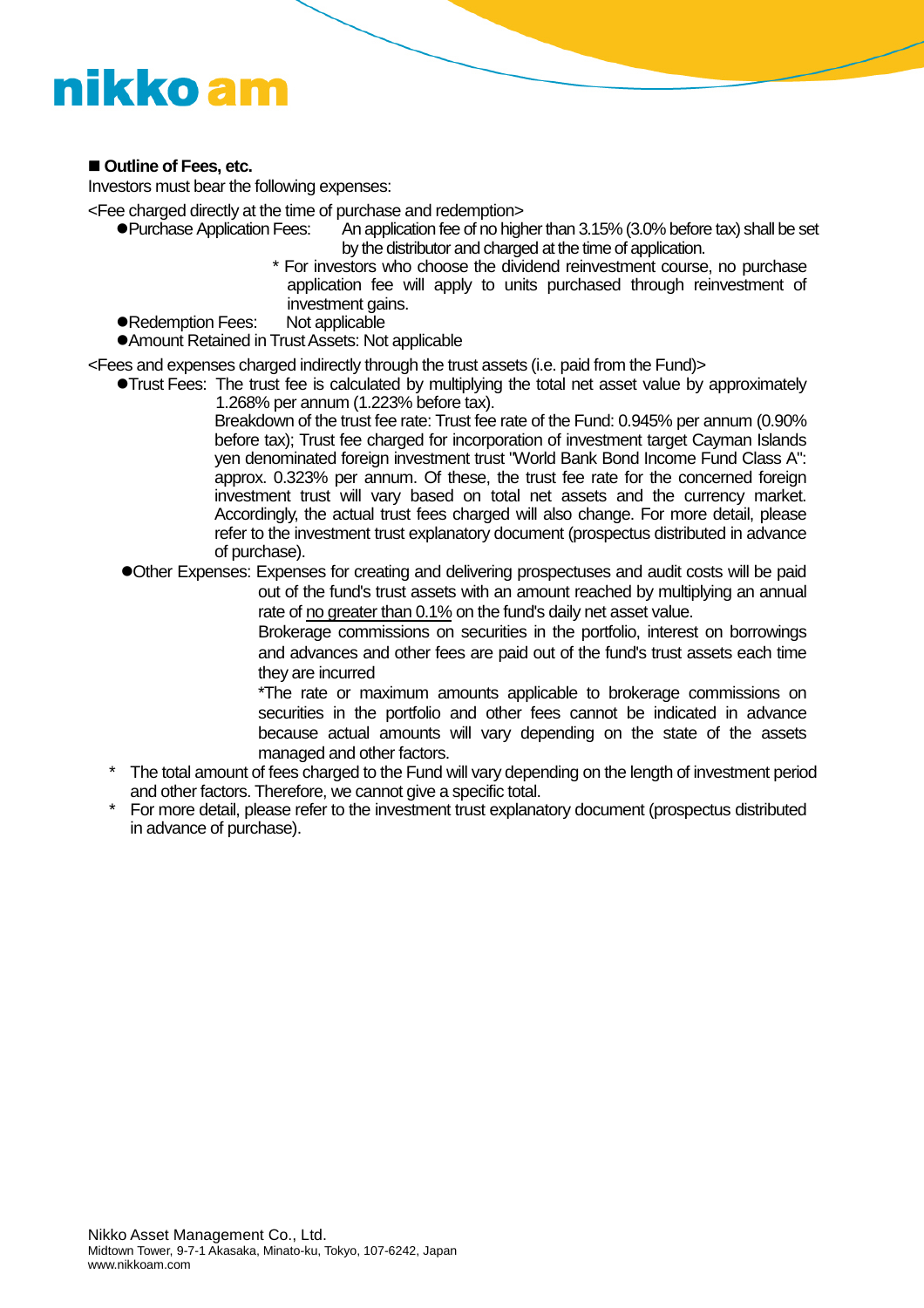■ **Outline of Fees, etc.**

Investors must bear the following expenses:

<Fee charged directly at the time of purchase and redemption>

- Purchase Application Fees: An application fee of no higher than 3.15% (3.0% before tax) shall be set by the distributor and charged at the time of application.

  * For investors who choose the dividend reinvestment course, no purchase application fee will apply to units purchased through reinvestment of investment gains.

- Redemption Fees: Not applicable
- Amount Retained in Trust Assets: Not applicable

<Fees and expenses charged indirectly through the trust assets (i.e. paid from the Fund)>

- Trust Fees: The trust fee is calculated by multiplying the total net asset value by approximately 1.268% per annum (1.223% before tax).

  Breakdown of the trust fee rate: Trust fee rate of the Fund: 0.945% per annum (0.90% before tax); Trust fee charged for incorporation of investment target Cayman Islands yen denominated foreign investment trust "World Bank Bond Income Fund Class A": approx. 0.323% per annum. Of these, the trust fee rate for the concerned foreign investment trust will vary based on total net assets and the currency market. Accordingly, the actual trust fees charged will also change. For more detail, please refer to the investment trust explanatory document (prospectus distributed in advance of purchase).

- Other Expenses: Expenses for creating and delivering prospectuses and audit costs will be paid out of the fund's trust assets with an amount reached by multiplying an annual rate of <u>no greater than 0.1%</u> on the fund's daily net asset value.

  Brokerage commissions on securities in the portfolio, interest on borrowings and advances and other fees are paid out of the fund's trust assets each time they are incurred

  *The rate or maximum amounts applicable to brokerage commissions on securities in the portfolio and other fees cannot be indicated in advance because actual amounts will vary depending on the state of the assets managed and other factors.

\* The total amount of fees charged to the Fund will vary depending on the length of investment period and other factors. Therefore, we cannot give a specific total.

\* For more detail, please refer to the investment trust explanatory document (prospectus distributed in advance of purchase).

Nikko Asset Management Co., Ltd.
Midtown Tower, 9-7-1 Akasaka, Minato-ku, Tokyo, 107-6242, Japan
www.nikkoam.com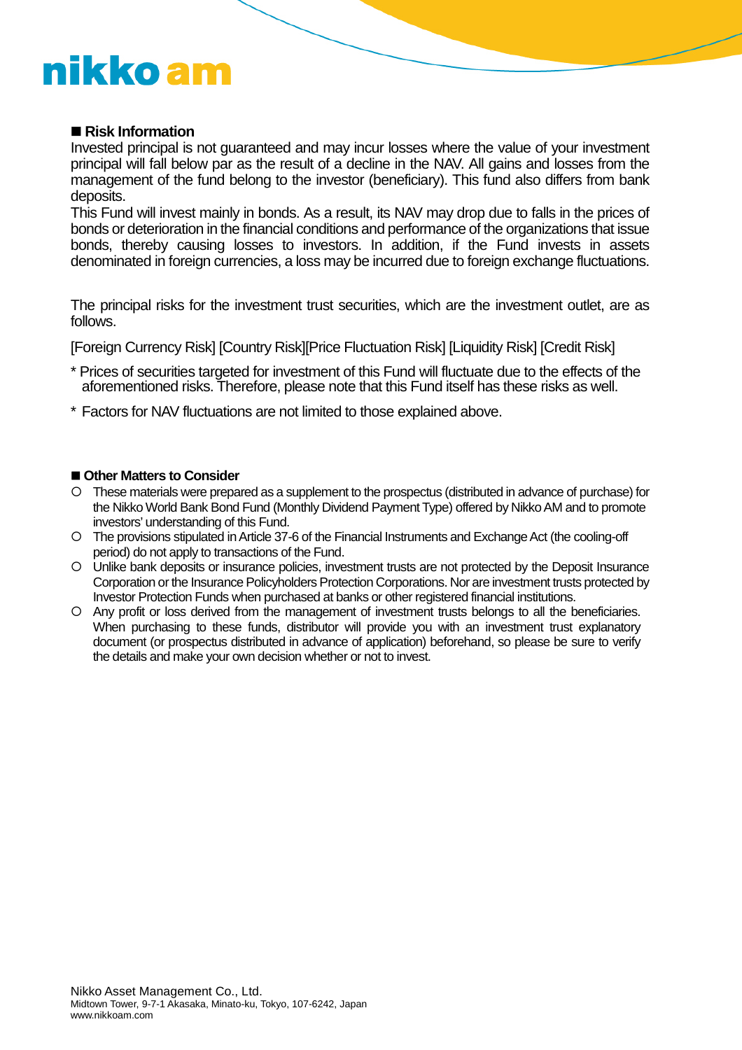## ■ Risk Information

Invested principal is not guaranteed and may incur losses where the value of your investment principal will fall below par as the result of a decline in the NAV. All gains and losses from the management of the fund belong to the investor (beneficiary). This fund also differs from bank deposits.

This Fund will invest mainly in bonds. As a result, its NAV may drop due to falls in the prices of bonds or deterioration in the financial conditions and performance of the organizations that issue bonds, thereby causing losses to investors. In addition, if the Fund invests in assets denominated in foreign currencies, a loss may be incurred due to foreign exchange fluctuations.

The principal risks for the investment trust securities, which are the investment outlet, are as follows.

[Foreign Currency Risk] [Country Risk][Price Fluctuation Risk] [Liquidity Risk] [Credit Risk]

* Prices of securities targeted for investment of this Fund will fluctuate due to the effects of the aforementioned risks. Therefore, please note that this Fund itself has these risks as well.

* Factors for NAV fluctuations are not limited to those explained above.

## ■ Other Matters to Consider

- These materials were prepared as a supplement to the prospectus (distributed in advance of purchase) for the Nikko World Bank Bond Fund (Monthly Dividend Payment Type) offered by Nikko AM and to promote investors' understanding of this Fund.
- The provisions stipulated in Article 37-6 of the Financial Instruments and Exchange Act (the cooling-off period) do not apply to transactions of the Fund.
- Unlike bank deposits or insurance policies, investment trusts are not protected by the Deposit Insurance Corporation or the Insurance Policyholders Protection Corporations. Nor are investment trusts protected by Investor Protection Funds when purchased at banks or other registered financial institutions.
- Any profit or loss derived from the management of investment trusts belongs to all the beneficiaries. When purchasing to these funds, distributor will provide you with an investment trust explanatory document (or prospectus distributed in advance of application) beforehand, so please be sure to verify the details and make your own decision whether or not to invest.

Nikko Asset Management Co., Ltd.
Midtown Tower, 9-7-1 Akasaka, Minato-ku, Tokyo, 107-6242, Japan
www.nikkoam.com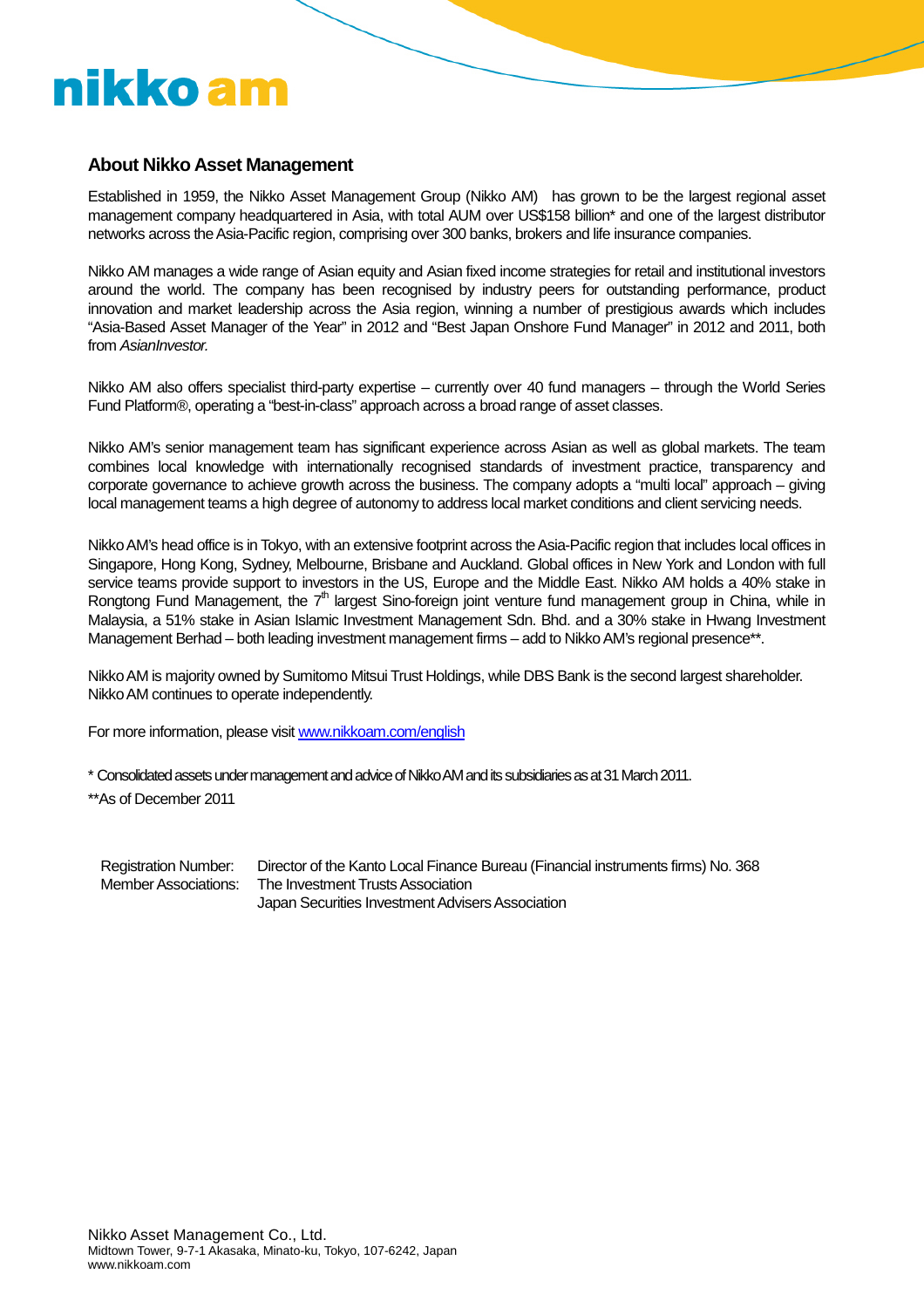## About Nikko Asset Management

Established in 1959, the Nikko Asset Management Group (Nikko AM) has grown to be the largest regional asset management company headquartered in Asia, with total AUM over US$158 billion* and one of the largest distributor networks across the Asia-Pacific region, comprising over 300 banks, brokers and life insurance companies.

Nikko AM manages a wide range of Asian equity and Asian fixed income strategies for retail and institutional investors around the world. The company has been recognised by industry peers for outstanding performance, product innovation and market leadership across the Asia region, winning a number of prestigious awards which includes "Asia-Based Asset Manager of the Year" in 2012 and "Best Japan Onshore Fund Manager" in 2012 and 2011, both from *AsianInvestor.*

Nikko AM also offers specialist third-party expertise – currently over 40 fund managers – through the World Series Fund Platform®, operating a "best-in-class" approach across a broad range of asset classes.

Nikko AM's senior management team has significant experience across Asian as well as global markets. The team combines local knowledge with internationally recognised standards of investment practice, transparency and corporate governance to achieve growth across the business. The company adopts a "multi local" approach – giving local management teams a high degree of autonomy to address local market conditions and client servicing needs.

Nikko AM's head office is in Tokyo, with an extensive footprint across the Asia-Pacific region that includes local offices in Singapore, Hong Kong, Sydney, Melbourne, Brisbane and Auckland. Global offices in New York and London with full service teams provide support to investors in the US, Europe and the Middle East. Nikko AM holds a 40% stake in Rongtong Fund Management, the 7th largest Sino-foreign joint venture fund management group in China, while in Malaysia, a 51% stake in Asian Islamic Investment Management Sdn. Bhd. and a 30% stake in Hwang Investment Management Berhad – both leading investment management firms – add to Nikko AM's regional presence**.

Nikko AM is majority owned by Sumitomo Mitsui Trust Holdings, while DBS Bank is the second largest shareholder. Nikko AM continues to operate independently.

For more information, please visit [www.nikkoam.com/english](http://www.nikkoam.com/english)

* Consolidated assets under management and advice of Nikko AM and its subsidiaries as at 31 March 2011.

**As of December 2011

Registration Number: Director of the Kanto Local Finance Bureau (Financial instruments firms) No. 368

Member Associations: The Investment Trusts Association
Japan Securities Investment Advisers Association

Nikko Asset Management Co., Ltd.
Midtown Tower, 9-7-1 Akasaka, Minato-ku, Tokyo, 107-6242, Japan
www.nikkoam.com